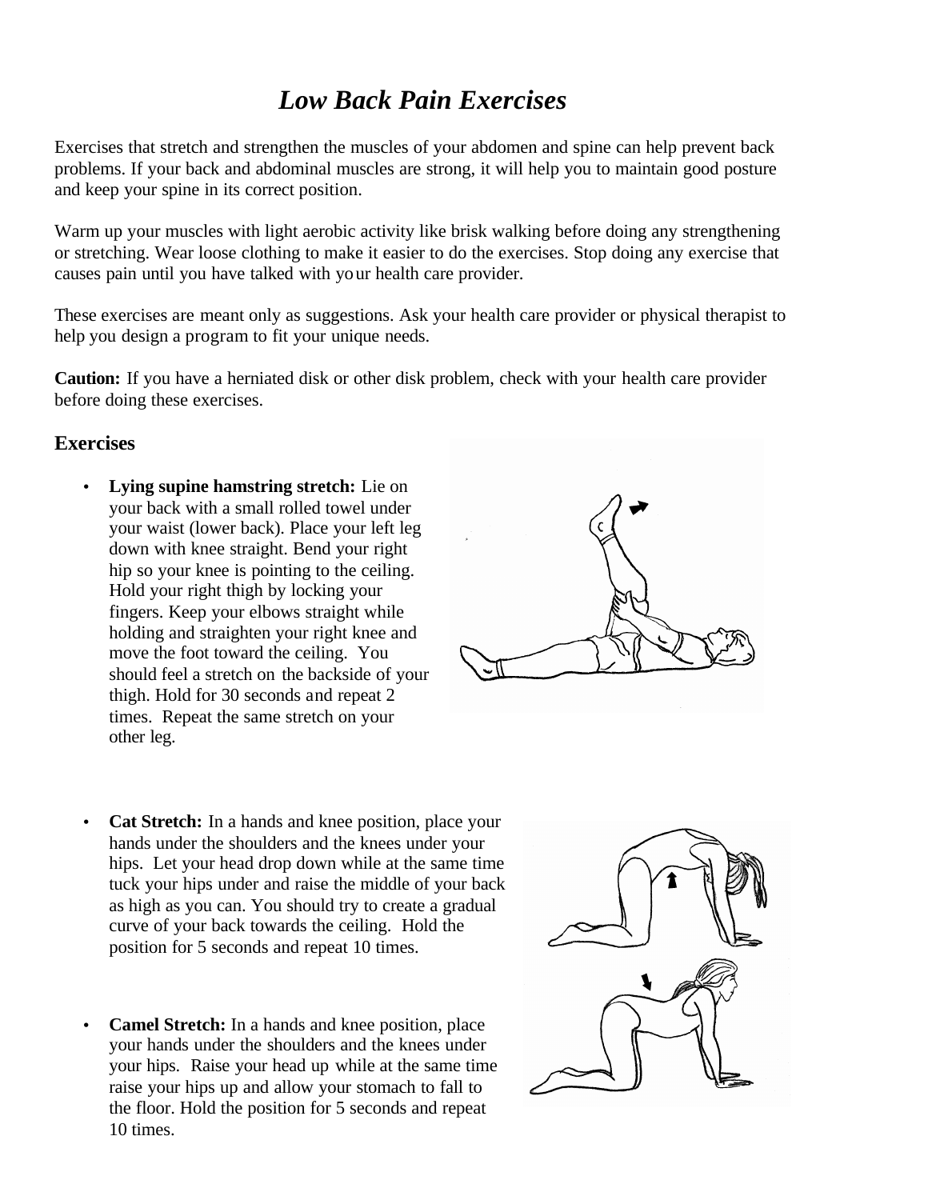# *Low Back Pain Exercises*

Exercises that stretch and strengthen the muscles of your abdomen and spine can help prevent back problems. If your back and abdominal muscles are strong, it will help you to maintain good posture and keep your spine in its correct position.

Warm up your muscles with light aerobic activity like brisk walking before doing any strengthening or stretching. Wear loose clothing to make it easier to do the exercises. Stop doing any exercise that causes pain until you have talked with your health care provider.

These exercises are meant only as suggestions. Ask your health care provider or physical therapist to help you design a program to fit your unique needs.

**Caution:** If you have a herniated disk or other disk problem, check with your health care provider before doing these exercises.

## Exercises

- **Lying supine hamstring stretch:** Lie on your back with a small rolled towel under your waist (lower back). Place your left leg down with knee straight. Bend your right hip so your knee is pointing to the ceiling. Hold your right thigh by locking your fingers. Keep your elbows straight while holding and straighten your right knee and move the foot toward the ceiling. You should feel a stretch on the backside of your thigh. Hold for 30 seconds and repeat 2 times. Repeat the same stretch on your other leg.

- **Cat Stretch:** In a hands and knee position, place your hands under the shoulders and the knees under your hips. Let your head drop down while at the same time tuck your hips under and raise the middle of your back as high as you can. You should try to create a gradual curve of your back towards the ceiling. Hold the position for 5 seconds and repeat 10 times.

- **Camel Stretch:** In a hands and knee position, place your hands under the shoulders and the knees under your hips. Raise your head up while at the same time raise your hips up and allow your stomach to fall to the floor. Hold the position for 5 seconds and repeat 10 times.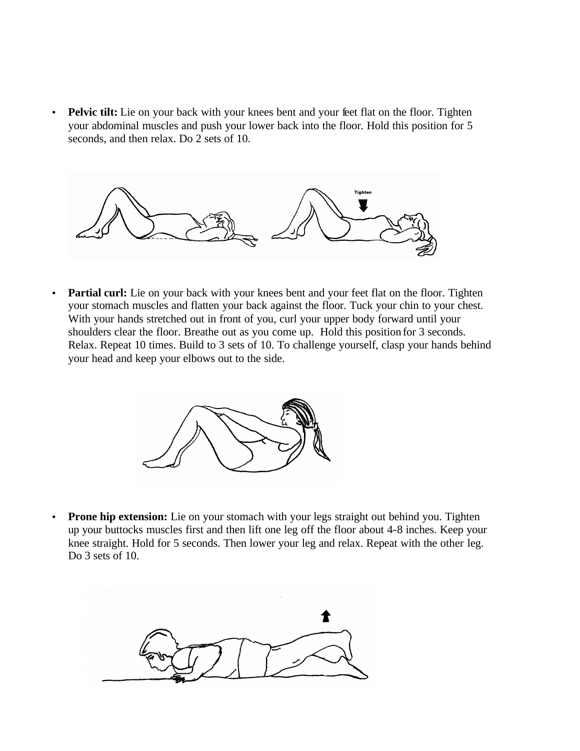- **Pelvic tilt:** Lie on your back with your knees bent and your feet flat on the floor. Tighten your abdominal muscles and push your lower back into the floor. Hold this position for 5 seconds, and then relax. Do 2 sets of 10.

- **Partial curl:** Lie on your back with your knees bent and your feet flat on the floor. Tighten your stomach muscles and flatten your back against the floor. Tuck your chin to your chest. With your hands stretched out in front of you, curl your upper body forward until your shoulders clear the floor. Breathe out as you come up. Hold this position for 3 seconds. Relax. Repeat 10 times. Build to 3 sets of 10. To challenge yourself, clasp your hands behind your head and keep your elbows out to the side.

- **Prone hip extension:** Lie on your stomach with your legs straight out behind you. Tighten up your buttocks muscles first and then lift one leg off the floor about 4-8 inches. Keep your knee straight. Hold for 5 seconds. Then lower your leg and relax. Repeat with the other leg. Do 3 sets of 10.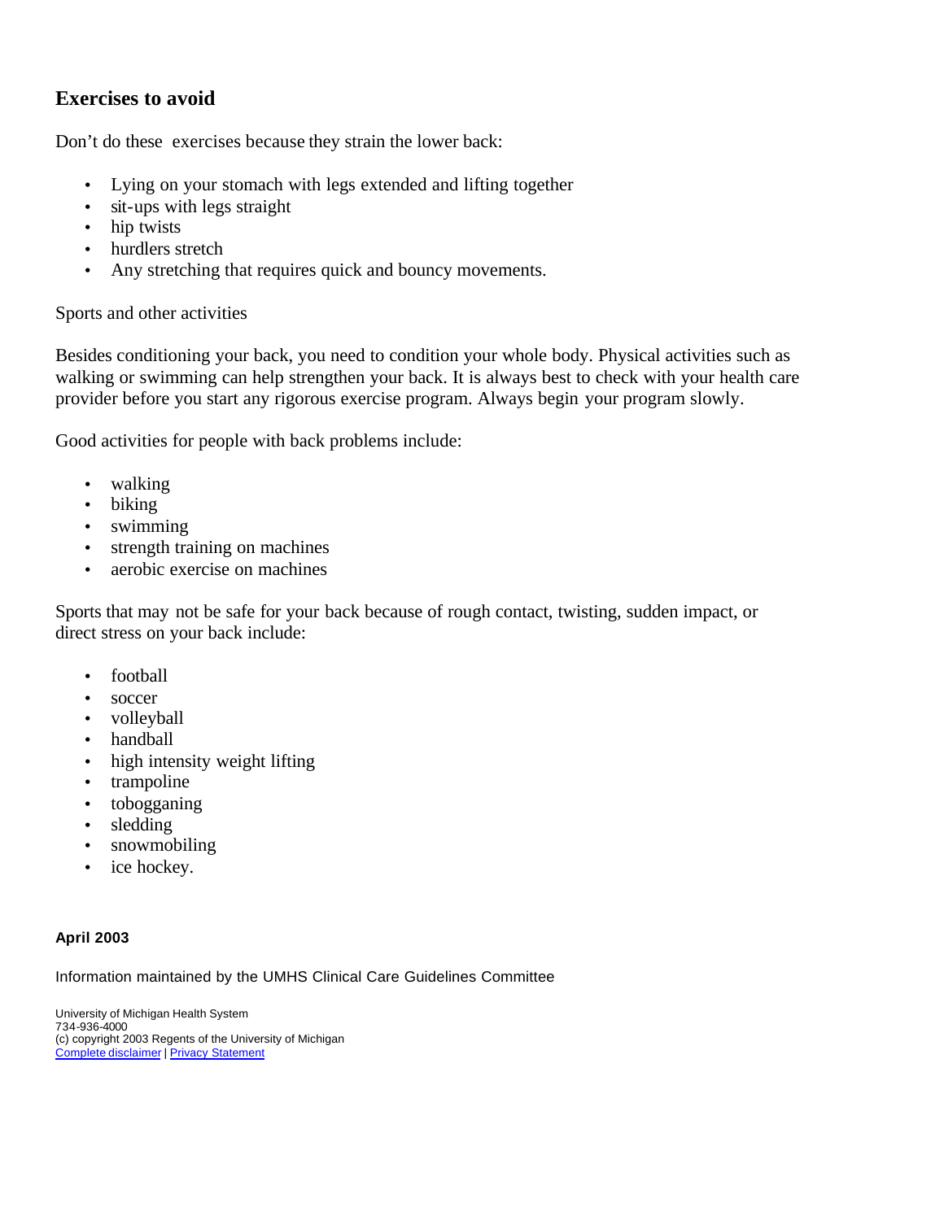## Exercises to avoid

Don't do these exercises because they strain the lower back:

- Lying on your stomach with legs extended and lifting together
- sit-ups with legs straight
- hip twists
- hurdlers stretch
- Any stretching that requires quick and bouncy movements.

Sports and other activities

Besides conditioning your back, you need to condition your whole body. Physical activities such as walking or swimming can help strengthen your back. It is always best to check with your health care provider before you start any rigorous exercise program. Always begin your program slowly.

Good activities for people with back problems include:

- walking
- biking
- swimming
- strength training on machines
- aerobic exercise on machines

Sports that may not be safe for your back because of rough contact, twisting, sudden impact, or direct stress on your back include:

- football
- soccer
- volleyball
- handball
- high intensity weight lifting
- trampoline
- tobogganing
- sledding
- snowmobiling
- ice hockey.

**April 2003**

Information maintained by the UMHS Clinical Care Guidelines Committee

University of Michigan Health System
734-936-4000
(c) copyright 2003 Regents of the University of Michigan
Complete disclaimer | Privacy Statement